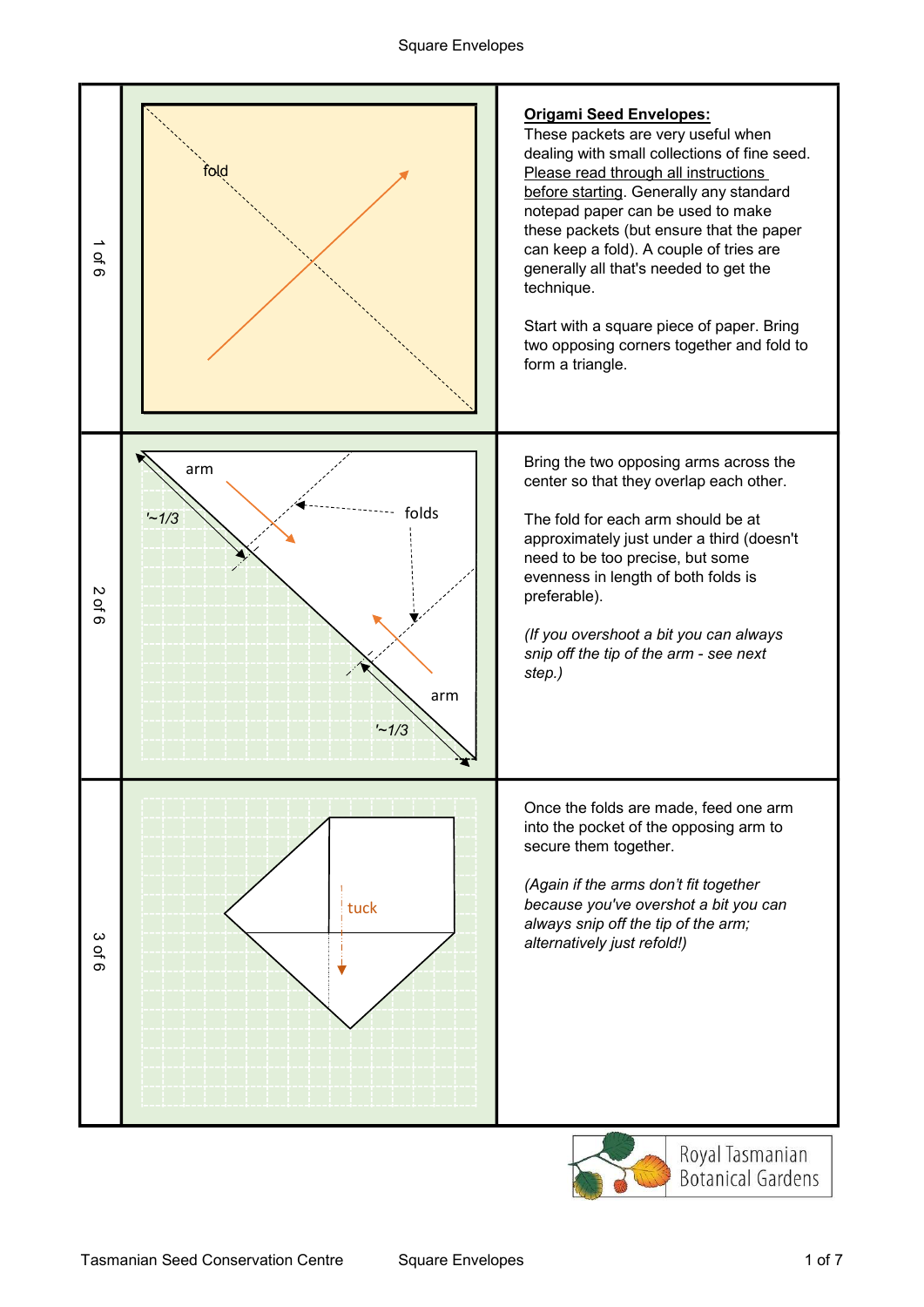| | | |
|---|---|---|
| 1 of 6 | | **Origami Seed Envelopes:**<br>These packets are very useful when dealing with small collections of fine seed. Please read through all instructions before starting. Generally any standard notepad paper can be used to make these packets (but ensure that the paper can keep a fold). A couple of tries are generally all that's needed to get the technique.<br><br>Start with a square piece of paper. Bring two opposing corners together and fold to form a triangle. |
| 2 of 6 | | Bring the two opposing arms across the center so that they overlap each other.<br><br>The fold for each arm should be at approximately just under a third (doesn't need to be too precise, but some evenness in length of both folds is preferable).<br><br>*(If you overshoot a bit you can always snip off the tip of the arm - see next step.)* |
| 3 of 6 | | Once the folds are made, feed one arm into the pocket of the opposing arm to secure them together.<br><br>*(Again if the arms don't fit together because you've overshot a bit you can always snip off the tip of the arm; alternatively just refold!)* |

Royal Tasmanian Botanical Gardens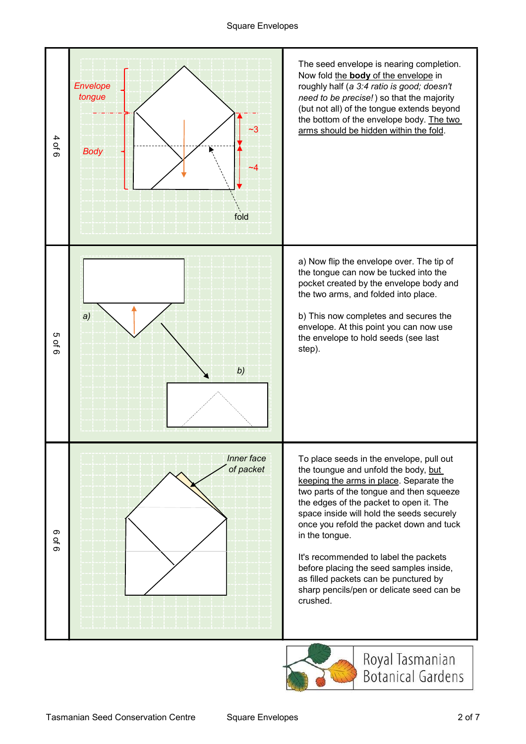| Step | Diagram | Instructions |
|---|---|---|
| 4 of 6 | Envelope tongue; Body; ~3; ~4; fold | The seed envelope is nearing completion. Now fold the **body** of the envelope in roughly half (*a 3:4 ratio is good; doesn't need to be precise!*) so that the majority (but not all) of the tongue extends beyond the bottom of the envelope body. The two arms should be hidden within the fold. |
| 5 of 6 | a); b) | a) Now flip the envelope over. The tip of the tongue can now be tucked into the pocket created by the envelope body and the two arms, and folded into place.<br><br>b) This now completes and secures the envelope. At this point you can now use the envelope to hold seeds (see last step). |
| 6 of 6 | *Inner face of packet* | To place seeds in the envelope, pull out the toungue and unfold the body, but keeping the arms in place. Separate the two parts of the tongue and then squeeze the edges of the packet to open it. The space inside will hold the seeds securely once you refold the packet down and tuck in the tongue.<br><br>It's recommended to label the packets before placing the seed samples inside, as filled packets can be punctured by sharp pencils/pen or delicate seed can be crushed. |

Royal Tasmanian Botanical Gardens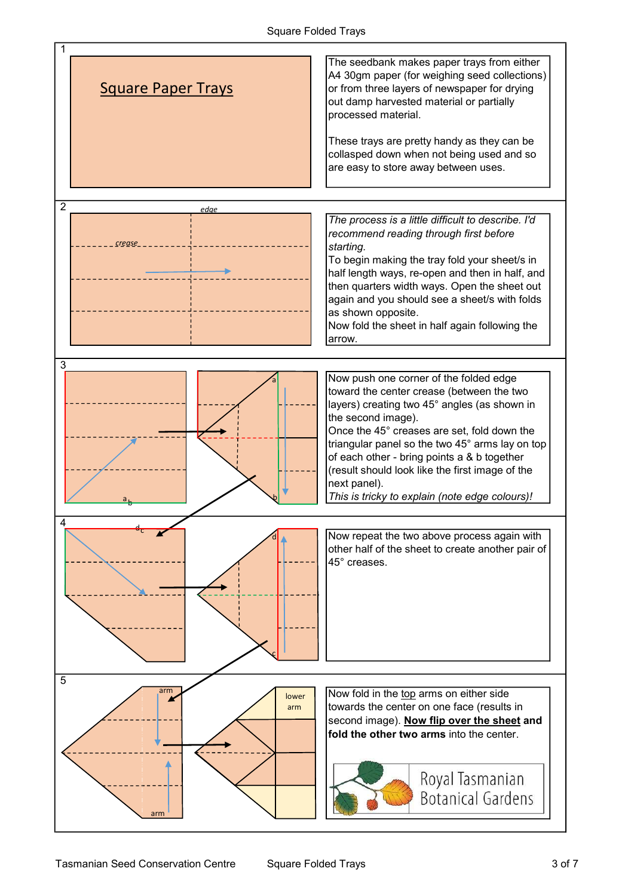1

## Square Paper Trays

The seedbank makes paper trays from either A4 30gm paper (for weighing seed collections) or from three layers of newspaper for drying out damp harvested material or partially processed material.

These trays are pretty handy as they can be collasped down when not being used and so are easy to store away between uses.

2

edge

crease

*The process is a little difficult to describe. I'd recommend reading through first before starting.*

To begin making the tray fold your sheet/s in half length ways, re-open and then in half, and then quarters width ways. Open the sheet out again and you should see a sheet/s with folds as shown opposite.

Now fold the sheet in half again following the arrow.

3

a b

a

b

Now push one corner of the folded edge toward the center crease (between the two layers) creating two 45° angles (as shown in the second image).

Once the 45° creases are set, fold down the triangular panel so the two 45° arms lay on top of each other - bring points a & b together (result should look like the first image of the next panel).

*This is tricky to explain (note edge colours)!*

4

d c

d

c

Now repeat the two above process again with other half of the sheet to create another pair of 45° creases.

5

arm

arm

lower arm

Now fold in the <u>top</u> arms on either side towards the center on one face (results in second image). **<u>Now flip over the sheet</u> and fold the other two arms** into the center.

Royal Tasmanian Botanical Gardens

Tasmanian Seed Conservation Centre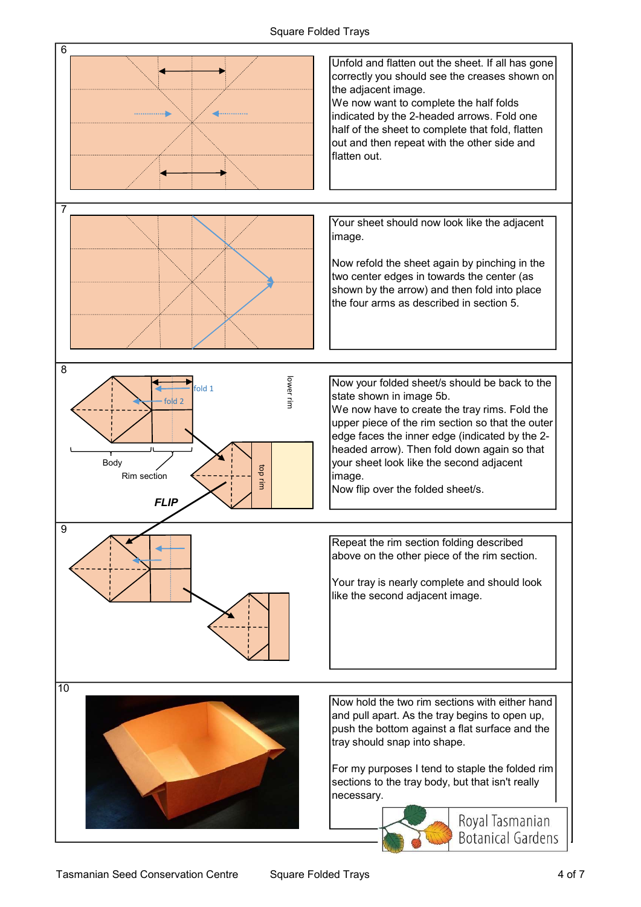## 6

Unfold and flatten out the sheet. If all has gone correctly you should see the creases shown on the adjacent image.

We now want to complete the half folds indicated by the 2-headed arrows. Fold one half of the sheet to complete that fold, flatten out and then repeat with the other side and flatten out.

## 7

Your sheet should now look like the adjacent image.

Now refold the sheet again by pinching in the two center edges in towards the center (as shown by the arrow) and then fold into place the four arms as described in section 5.

## 8

fold 1

fold 2

lower rim

Body

Rim section

top rim

**FLIP**

Now your folded sheet/s should be back to the state shown in image 5b.

We now have to create the tray rims. Fold the upper piece of the rim section so that the outer edge faces the inner edge (indicated by the 2-headed arrow). Then fold down again so that your sheet look like the second adjacent image.

Now flip over the folded sheet/s.

## 9

Repeat the rim section folding described above on the other piece of the rim section.

Your tray is nearly complete and should look like the second adjacent image.

## 10

Now hold the two rim sections with either hand and pull apart. As the tray begins to open up, push the bottom against a flat surface and the tray should snap into shape.

For my purposes I tend to staple the folded rim sections to the tray body, but that isn't really necessary.

Royal Tasmanian Botanical Gardens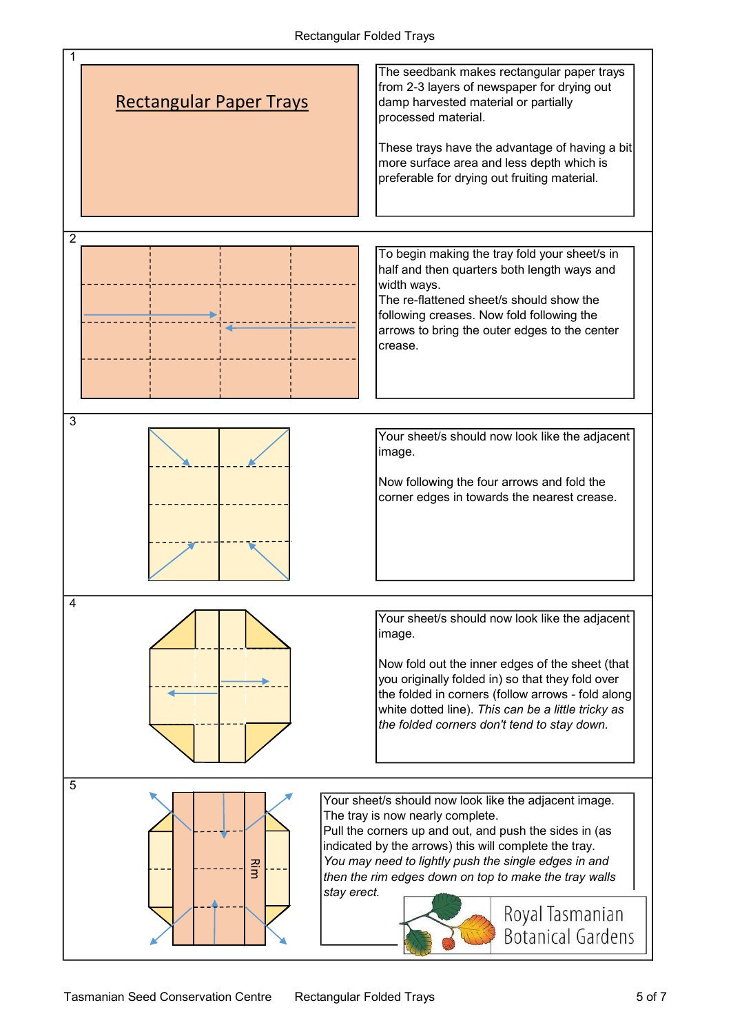1

# Rectangular Paper Trays

The seedbank makes rectangular paper trays from 2-3 layers of newspaper for drying out damp harvested material or partially processed material.

These trays have the advantage of having a bit more surface area and less depth which is preferable for drying out fruiting material.

2

To begin making the tray fold your sheet/s in half and then quarters both length ways and width ways.
The re-flattened sheet/s should show the following creases. Now fold following the arrows to bring the outer edges to the center crease.

3

Your sheet/s should now look like the adjacent image.

Now following the four arrows and fold the corner edges in towards the nearest crease.

4

Your sheet/s should now look like the adjacent image.

Now fold out the inner edges of the sheet (that you originally folded in) so that they fold over the folded in corners (follow arrows - fold along white dotted line). *This can be a little tricky as the folded corners don't tend to stay down.*

5

Rim

Your sheet/s should now look like the adjacent image.
The tray is now nearly complete.
Pull the corners up and out, and push the sides in (as indicated by the arrows) this will complete the tray.
*You may need to lightly push the single edges in and then the rim edges down on top to make the tray walls stay erect.*

Royal Tasmanian Botanical Gardens

Tasmanian Seed Conservation Centre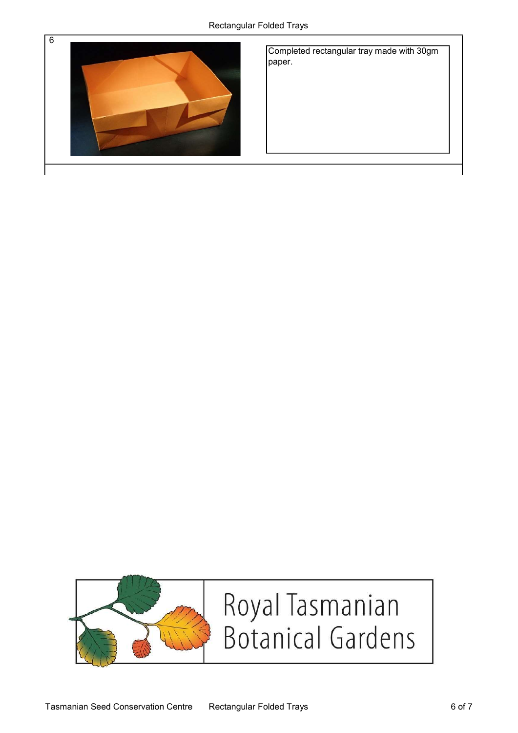| 6 | |
|---|---|
| | Completed rectangular tray made with 30gm paper. |

Royal Tasmanian Botanical Gardens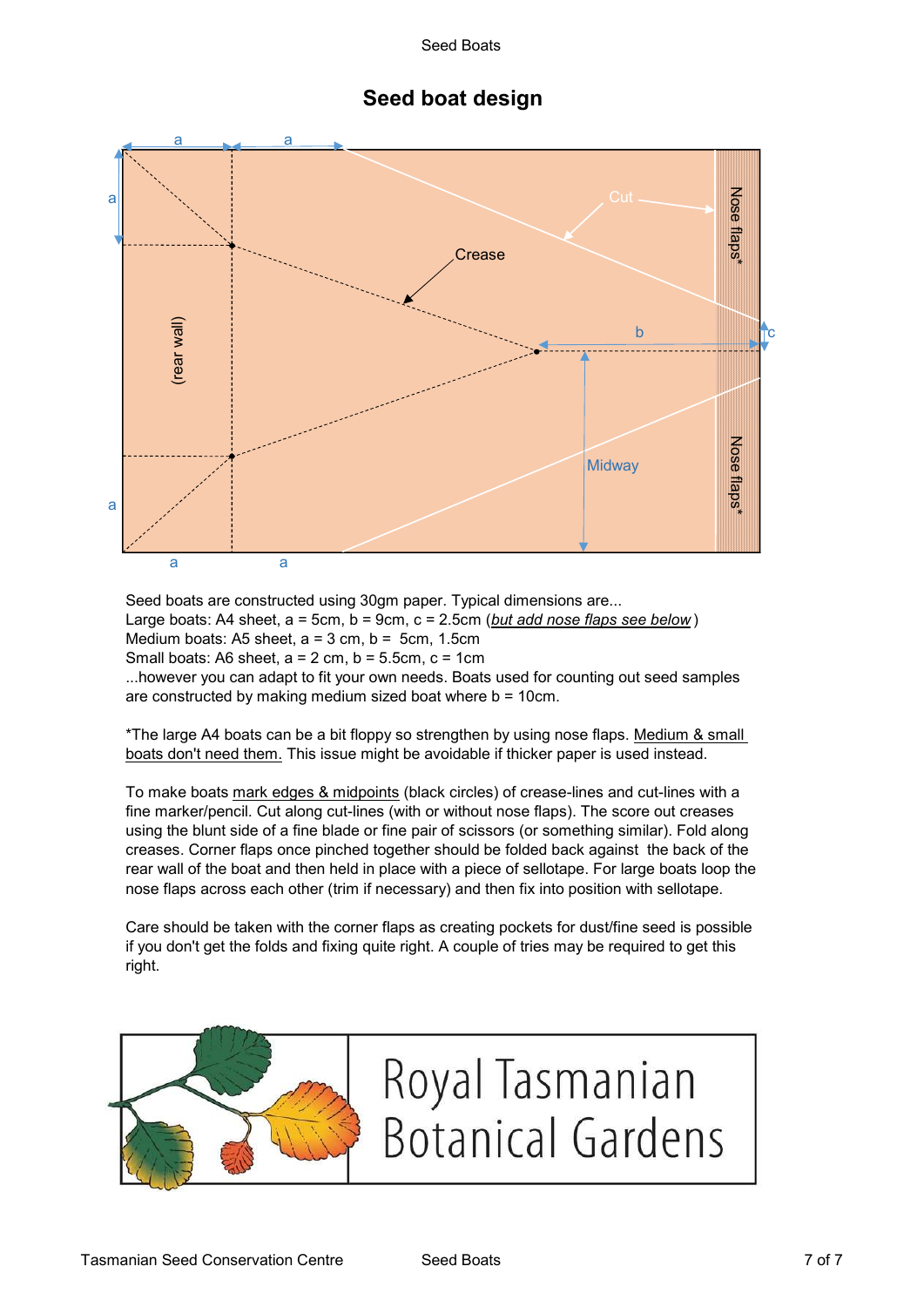## Seed boat design

a
a
a
Cut
Nose flaps*
Crease
(rear wall)
b
c
Midway
Nose flaps*
a
a
a

Seed boats are constructed using 30gm paper. Typical dimensions are...
Large boats: A4 sheet, a = 5cm, b = 9cm, c = 2.5cm (*but add nose flaps see below*)
Medium boats: A5 sheet, a = 3 cm, b = 5cm, 1.5cm
Small boats: A6 sheet, a = 2 cm, b = 5.5cm, c = 1cm
...however you can adapt to fit your own needs. Boats used for counting out seed samples are constructed by making medium sized boat where b = 10cm.

*The large A4 boats can be a bit floppy so strengthen by using nose flaps. Medium & small boats don't need them. This issue might be avoidable if thicker paper is used instead.

To make boats mark edges & midpoints (black circles) of crease-lines and cut-lines with a fine marker/pencil. Cut along cut-lines (with or without nose flaps). The score out creases using the blunt side of a fine blade or fine pair of scissors (or something similar). Fold along creases. Corner flaps once pinched together should be folded back against the back of the rear wall of the boat and then held in place with a piece of sellotape. For large boats loop the nose flaps across each other (trim if necessary) and then fix into position with sellotape.

Care should be taken with the corner flaps as creating pockets for dust/fine seed is possible if you don't get the folds and fixing quite right. A couple of tries may be required to get this right.

Royal Tasmanian Botanical Gardens